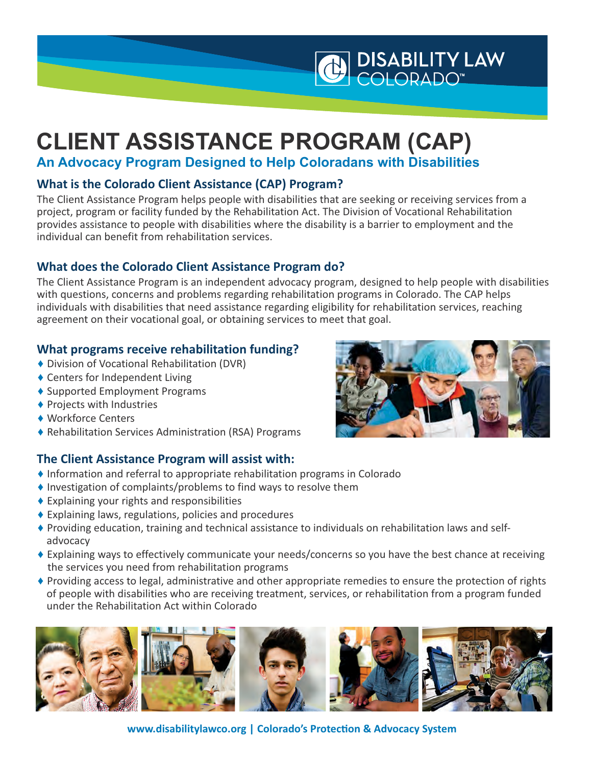DISABILITY LAW COLORADO™

# CLIENT ASSISTANCE PROGRAM (CAP)

## An Advocacy Program Designed to Help Coloradans with Disabilities

### What is the Colorado Client Assistance (CAP) Program?

The Client Assistance Program helps people with disabilities that are seeking or receiving services from a project, program or facility funded by the Rehabilitation Act. The Division of Vocational Rehabilitation provides assistance to people with disabilities where the disability is a barrier to employment and the individual can benefit from rehabilitation services.

### What does the Colorado Client Assistance Program do?

The Client Assistance Program is an independent advocacy program, designed to help people with disabilities with questions, concerns and problems regarding rehabilitation programs in Colorado. The CAP helps individuals with disabilities that need assistance regarding eligibility for rehabilitation services, reaching agreement on their vocational goal, or obtaining services to meet that goal.

### What programs receive rehabilitation funding?

- Division of Vocational Rehabilitation (DVR)
- Centers for Independent Living
- Supported Employment Programs
- Projects with Industries
- Workforce Centers
- Rehabilitation Services Administration (RSA) Programs

### The Client Assistance Program will assist with:

- Information and referral to appropriate rehabilitation programs in Colorado
- Investigation of complaints/problems to find ways to resolve them
- Explaining your rights and responsibilities
- Explaining laws, regulations, policies and procedures
- Providing education, training and technical assistance to individuals on rehabilitation laws and self-advocacy
- Explaining ways to effectively communicate your needs/concerns so you have the best chance at receiving the services you need from rehabilitation programs
- Providing access to legal, administrative and other appropriate remedies to ensure the protection of rights of people with disabilities who are receiving treatment, services, or rehabilitation from a program funded under the Rehabilitation Act within Colorado

www.disabilitylawco.org | Colorado's Protection & Advocacy System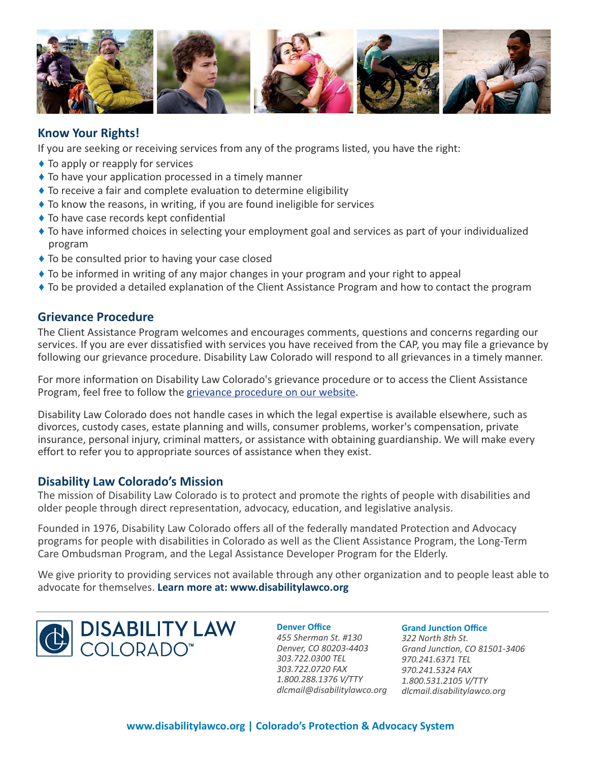## Know Your Rights!

If you are seeking or receiving services from any of the programs listed, you have the right:

- ♦ To apply or reapply for services
- ♦ To have your application processed in a timely manner
- ♦ To receive a fair and complete evaluation to determine eligibility
- ♦ To know the reasons, in writing, if you are found ineligible for services
- ♦ To have case records kept confidential
- ♦ To have informed choices in selecting your employment goal and services as part of your individualized program
- ♦ To be consulted prior to having your case closed
- ♦ To be informed in writing of any major changes in your program and your right to appeal
- ♦ To be provided a detailed explanation of the Client Assistance Program and how to contact the program

## Grievance Procedure

The Client Assistance Program welcomes and encourages comments, questions and concerns regarding our services. If you are ever dissatisfied with services you have received from the CAP, you may file a grievance by following our grievance procedure. Disability Law Colorado will respond to all grievances in a timely manner.

For more information on Disability Law Colorado's grievance procedure or to access the Client Assistance Program, feel free to follow the grievance procedure on our website.

Disability Law Colorado does not handle cases in which the legal expertise is available elsewhere, such as divorces, custody cases, estate planning and wills, consumer problems, worker's compensation, private insurance, personal injury, criminal matters, or assistance with obtaining guardianship. We will make every effort to refer you to appropriate sources of assistance when they exist.

## Disability Law Colorado's Mission

The mission of Disability Law Colorado is to protect and promote the rights of people with disabilities and older people through direct representation, advocacy, education, and legislative analysis.

Founded in 1976, Disability Law Colorado offers all of the federally mandated Protection and Advocacy programs for people with disabilities in Colorado as well as the Client Assistance Program, the Long-Term Care Ombudsman Program, and the Legal Assistance Developer Program for the Elderly.

We give priority to providing services not available through any other organization and to people least able to advocate for themselves. **Learn more at: www.disabilitylawco.org**

DISABILITY LAW COLORADO™

**Denver Office**
*455 Sherman St. #130*
*Denver, CO 80203-4403*
*303.722.0300 TEL*
*303.722.0720 FAX*
*1.800.288.1376 V/TTY*
*dlcmail@disabilitylawco.org*

**Grand Junction Office**
*322 North 8th St.*
*Grand Junction, CO 81501-3406*
*970.241.6371 TEL*
*970.241.5324 FAX*
*1.800.531.2105 V/TTY*
*dlcmail.disabilitylawco.org*

**www.disabilitylawco.org | Colorado's Protection & Advocacy System**